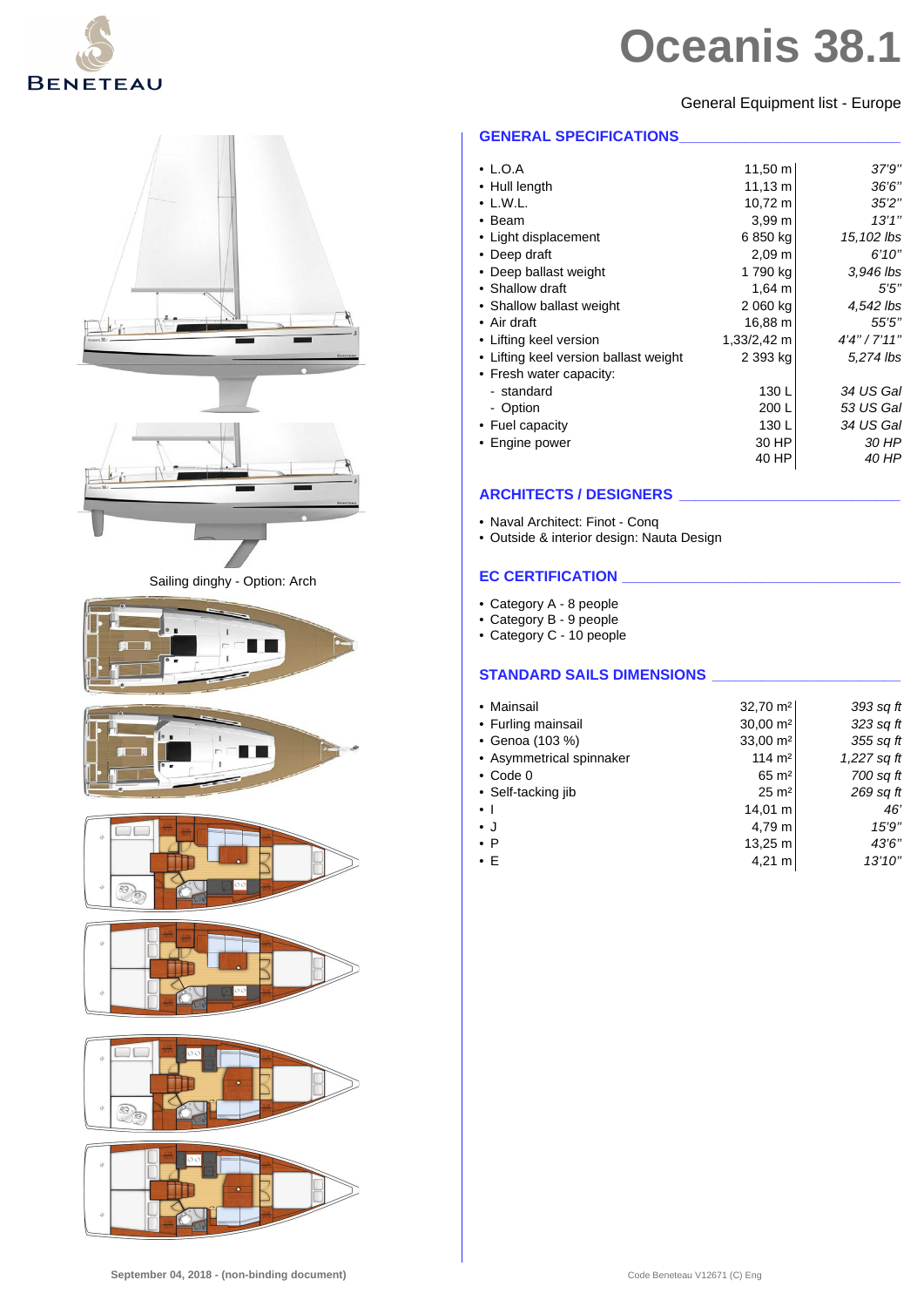# Oceanis 38.1

General Equipment list - Europe

Sailing dinghy - Option: Arch

## GENERAL SPECIFICATIONS

| | | |
|---|---|---|
| • L.O.A | 11,50 m | *37'9"* |
| • Hull length | 11,13 m | *36'6"* |
| • L.W.L. | 10,72 m | *35'2"* |
| • Beam | 3,99 m | *13'1"* |
| • Light displacement | 6 850 kg | *15,102 lbs* |
| • Deep draft | 2,09 m | *6'10"* |
| • Deep ballast weight | 1 790 kg | *3,946 lbs* |
| • Shallow draft | 1,64 m | *5'5"* |
| • Shallow ballast weight | 2 060 kg | *4,542 lbs* |
| • Air draft | 16,88 m | *55'5"* |
| • Lifting keel version | 1,33/2,42 m | *4'4" / 7'11"* |
| • Lifting keel version ballast weight | 2 393 kg | *5,274 lbs* |
| • Fresh water capacity: | | |
| - standard | 130 L | *34 US Gal* |
| - Option | 200 L | *53 US Gal* |
| • Fuel capacity | 130 L | *34 US Gal* |
| • Engine power | 30 HP | *30 HP* |
| | 40 HP | *40 HP* |

## ARCHITECTS / DESIGNERS

- Naval Architect: Finot - Conq
- Outside & interior design: Nauta Design

## EC CERTIFICATION

- Category A - 8 people
- Category B - 9 people
- Category C - 10 people

## STANDARD SAILS DIMENSIONS

| | | |
|---|---|---|
| • Mainsail | 32,70 m² | *393 sq ft* |
| • Furling mainsail | 30,00 m² | *323 sq ft* |
| • Genoa (103 %) | 33,00 m² | *355 sq ft* |
| • Asymmetrical spinnaker | 114 m² | *1,227 sq ft* |
| • Code 0 | 65 m² | *700 sq ft* |
| • Self-tacking jib | 25 m² | *269 sq ft* |
| • I | 14,01 m | *46'* |
| • J | 4,79 m | *15'9"* |
| • P | 13,25 m | *43'6"* |
| • E | 4,21 m | *13'10"* |

September 04, 2018 - (non-binding document)

Code Beneteau V12671 (C) Eng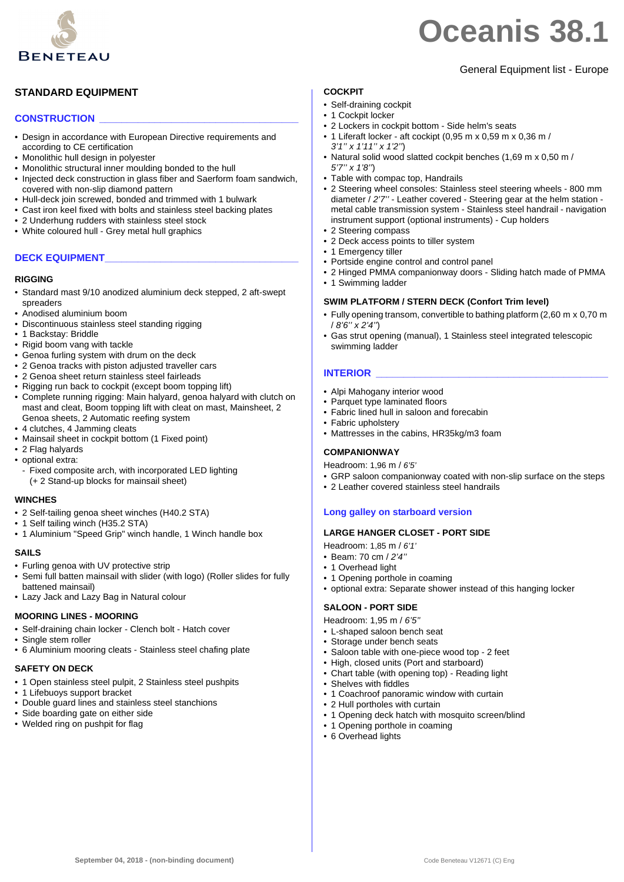# Oceanis 38.1

General Equipment list - Europe

## STANDARD EQUIPMENT

### CONSTRUCTION

- Design in accordance with European Directive requirements and according to CE certification
- Monolithic hull design in polyester
- Monolithic structural inner moulding bonded to the hull
- Injected deck construction in glass fiber and Saerform foam sandwich, covered with non-slip diamond pattern
- Hull-deck join screwed, bonded and trimmed with 1 bulwark
- Cast iron keel fixed with bolts and stainless steel backing plates
- 2 Underhung rudders with stainless steel stock
- White coloured hull - Grey metal hull graphics

### DECK EQUIPMENT

#### RIGGING

- Standard mast 9/10 anodized aluminium deck stepped, 2 aft-swept spreaders
- Anodised aluminium boom
- Discontinuous stainless steel standing rigging
- 1 Backstay: Bridle
- Rigid boom vang with tackle
- Genoa furling system with drum on the deck
- 2 Genoa tracks with piston adjusted traveller cars
- 2 Genoa sheet return stainless steel fairleads
- Rigging run back to cockpit (except boom topping lift)
- Complete running rigging: Main halyard, genoa halyard with clutch on mast and cleat, Boom topping lift with cleat on mast, Mainsheet, 2 Genoa sheets, 2 Automatic reefing system
- 4 clutches, 4 Jamming cleats
- Mainsail sheet in cockpit bottom (1 Fixed point)
- 2 Flag halyards
- optional extra:
  - Fixed composite arch, with incorporated LED lighting (+ 2 Stand-up blocks for mainsail sheet)

#### WINCHES

- 2 Self-tailing genoa sheet winches (H40.2 STA)
- 1 Self tailing winch (H35.2 STA)
- 1 Aluminium "Speed Grip" winch handle, 1 Winch handle box

#### SAILS

- Furling genoa with UV protective strip
- Semi full batten mainsail with slider (with logo) (Roller slides for fully battened mainsail)
- Lazy Jack and Lazy Bag in Natural colour

#### MOORING LINES - MOORING

- Self-draining chain locker - Clench bolt - Hatch cover
- Single stem roller
- 6 Aluminium mooring cleats - Stainless steel chafing plate

#### SAFETY ON DECK

- 1 Open stainless steel pulpit, 2 Stainless steel pushpits
- 1 Lifebuoys support bracket
- Double guard lines and stainless steel stanchions
- Side boarding gate on either side
- Welded ring on pushpit for flag

#### COCKPIT

- Self-draining cockpit
- 1 Cockpit locker
- 2 Lockers in cockpit bottom - Side helm's seats
- 1 Liferaft locker - aft cockpit (0,95 m x 0,59 m x 0,36 m / *3'1'' x 1'11'' x 1'2''*)
- Natural solid wood slatted cockpit benches (1,69 m x 0,50 m / *5'7'' x 1'8''*)
- Table with compac top, Handrails
- 2 Steering wheel consoles: Stainless steel steering wheels - 800 mm diameter / *2'7''* - Leather covered - Steering gear at the helm station - metal cable transmission system - Stainless steel handrail - navigation instrument support (optional instruments) - Cup holders
- 2 Steering compass
- 2 Deck access points to tiller system
- 1 Emergency tiller
- Portside engine control and control panel
- 2 Hinged PMMA companionway doors - Sliding hatch made of PMMA
- 1 Swimming ladder

#### SWIM PLATFORM / STERN DECK (Confort Trim level)

- Fully opening transom, convertible to bathing platform (2,60 m x 0,70 m / *8'6'' x 2'4''*)
- Gas strut opening (manual), 1 Stainless steel integrated telescopic swimming ladder

### INTERIOR

- Alpi Mahogany interior wood
- Parquet type laminated floors
- Fabric lined hull in saloon and forecabin
- Fabric upholstery
- Mattresses in the cabins, HR35kg/m3 foam

#### COMPANIONWAY

Headroom: 1,96 m / *6'5'*

- GRP saloon companionway coated with non-slip surface on the steps
- 2 Leather covered stainless steel handrails

### Long galley on starboard version

#### LARGE HANGER CLOSET - PORT SIDE

Headroom: 1,85 m / *6'1'*

- Beam: 70 cm / *2'4''*
- 1 Overhead light
- 1 Opening porthole in coaming
- optional extra: Separate shower instead of this hanging locker

#### SALOON - PORT SIDE

Headroom: 1,95 m / *6'5"*

- L-shaped saloon bench seat
- Storage under bench seats
- Saloon table with one-piece wood top - 2 feet
- High, closed units (Port and starboard)
- Chart table (with opening top) - Reading light
- Shelves with fiddles
- 1 Coachroof panoramic window with curtain
- 2 Hull portholes with curtain
- 1 Opening deck hatch with mosquito screen/blind
- 1 Opening porthole in coaming
- 6 Overhead lights

September 04, 2018 - (non-binding document)

Code Beneteau V12671 (C) Eng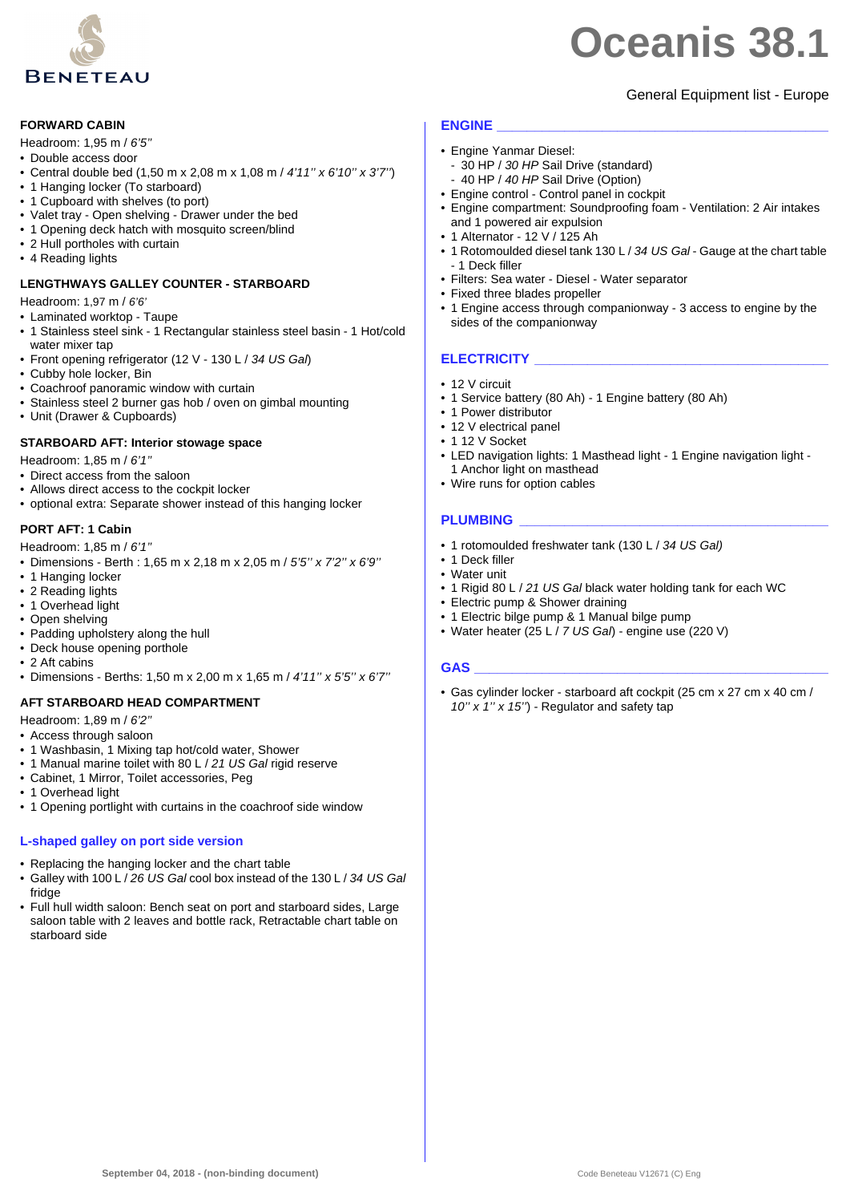# Oceanis 38.1

General Equipment list - Europe

### FORWARD CABIN

Headroom: 1,95 m / *6'5''*

- Double access door
- Central double bed (1,50 m x 2,08 m x 1,08 m / *4'11'' x 6'10'' x 3'7''*)
- 1 Hanging locker (To starboard)
- 1 Cupboard with shelves (to port)
- Valet tray - Open shelving - Drawer under the bed
- 1 Opening deck hatch with mosquito screen/blind
- 2 Hull portholes with curtain
- 4 Reading lights

### LENGTHWAYS GALLEY COUNTER - STARBOARD

Headroom: 1,97 m / *6'6'*

- Laminated worktop - Taupe
- 1 Stainless steel sink - 1 Rectangular stainless steel basin - 1 Hot/cold water mixer tap
- Front opening refrigerator (12 V - 130 L / *34 US Gal*)
- Cubby hole locker, Bin
- Coachroof panoramic window with curtain
- Stainless steel 2 burner gas hob / oven on gimbal mounting
- Unit (Drawer & Cupboards)

### STARBOARD AFT: Interior stowage space

Headroom: 1,85 m / *6'1''*

- Direct access from the saloon
- Allows direct access to the cockpit locker
- optional extra: Separate shower instead of this hanging locker

### PORT AFT: 1 Cabin

Headroom: 1,85 m / *6'1''*

- Dimensions - Berth : 1,65 m x 2,18 m x 2,05 m / *5'5'' x 7'2'' x 6'9''*
- 1 Hanging locker
- 2 Reading lights
- 1 Overhead light
- Open shelving
- Padding upholstery along the hull
- Deck house opening porthole
- 2 Aft cabins
- Dimensions - Berths: 1,50 m x 2,00 m x 1,65 m / *4'11'' x 5'5'' x 6'7''*

### AFT STARBOARD HEAD COMPARTMENT

Headroom: 1,89 m / *6'2''*

- Access through saloon
- 1 Washbasin, 1 Mixing tap hot/cold water, Shower
- 1 Manual marine toilet with 80 L / *21 US Gal* rigid reserve
- Cabinet, 1 Mirror, Toilet accessories, Peg
- 1 Overhead light
- 1 Opening portlight with curtains in the coachroof side window

### L-shaped galley on port side version

- Replacing the hanging locker and the chart table
- Galley with 100 L / *26 US Gal* cool box instead of the 130 L / *34 US Gal* fridge
- Full hull width saloon: Bench seat on port and starboard sides, Large saloon table with 2 leaves and bottle rack, Retractable chart table on starboard side

## ENGINE

- Engine Yanmar Diesel:
  - 30 HP / *30 HP* Sail Drive (standard)
  - 40 HP / *40 HP* Sail Drive (Option)
- Engine control - Control panel in cockpit
- Engine compartment: Soundproofing foam - Ventilation: 2 Air intakes and 1 powered air expulsion
- 1 Alternator - 12 V / 125 Ah
- 1 Rotomoulded diesel tank 130 L / *34 US Gal* - Gauge at the chart table - 1 Deck filler
- Filters: Sea water - Diesel - Water separator
- Fixed three blades propeller
- 1 Engine access through companionway - 3 access to engine by the sides of the companionway

## ELECTRICITY

- 12 V circuit
- 1 Service battery (80 Ah) - 1 Engine battery (80 Ah)
- 1 Power distributor
- 12 V electrical panel
- 1 12 V Socket
- LED navigation lights: 1 Masthead light - 1 Engine navigation light - 1 Anchor light on masthead
- Wire runs for option cables

## PLUMBING

- 1 rotomoulded freshwater tank (130 L / *34 US Gal)*
- 1 Deck filler
- Water unit
- 1 Rigid 80 L / *21 US Gal* black water holding tank for each WC
- Electric pump & Shower draining
- 1 Electric bilge pump & 1 Manual bilge pump
- Water heater (25 L / *7 US Gal*) - engine use (220 V)

## GAS

- Gas cylinder locker - starboard aft cockpit (25 cm x 27 cm x 40 cm / *10'' x 1'' x 15''*) - Regulator and safety tap

September 04, 2018 - (non-binding document)

Code Beneteau V12671 (C) Eng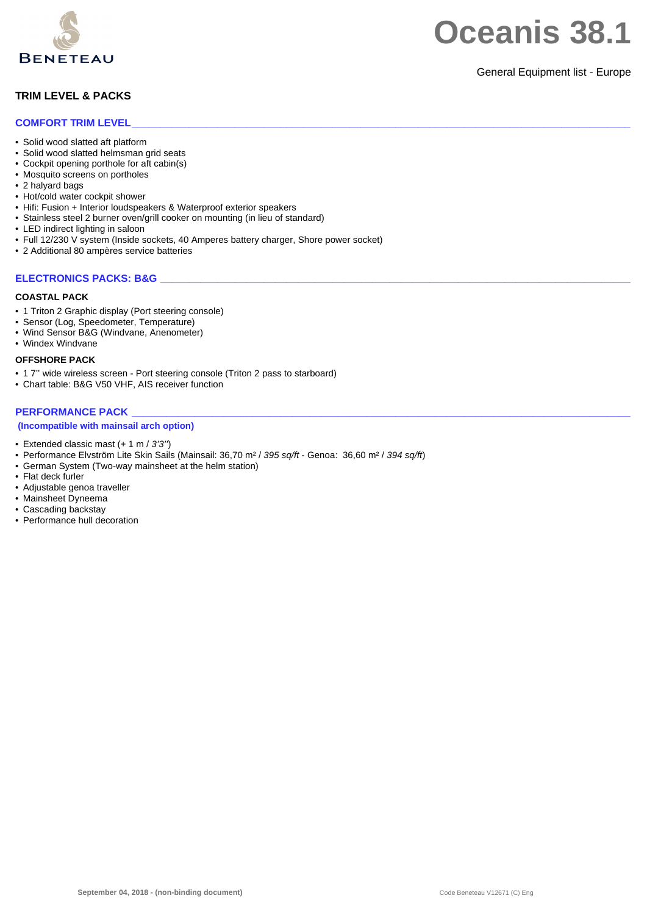# Oceanis 38.1

General Equipment list - Europe

## TRIM LEVEL & PACKS

### COMFORT TRIM LEVEL

- Solid wood slatted aft platform
- Solid wood slatted helmsman grid seats
- Cockpit opening porthole for aft cabin(s)
- Mosquito screens on portholes
- 2 halyard bags
- Hot/cold water cockpit shower
- Hifi: Fusion + Interior loudspeakers & Waterproof exterior speakers
- Stainless steel 2 burner oven/grill cooker on mounting (in lieu of standard)
- LED indirect lighting in saloon
- Full 12/230 V system (Inside sockets, 40 Amperes battery charger, Shore power socket)
- 2 Additional 80 ampères service batteries

### ELECTRONICS PACKS: B&G

#### COASTAL PACK

- 1 Triton 2 Graphic display (Port steering console)
- Sensor (Log, Speedometer, Temperature)
- Wind Sensor B&G (Windvane, Anenometer)
- Windex Windvane

#### OFFSHORE PACK

- 1 7'' wide wireless screen - Port steering console (Triton 2 pass to starboard)
- Chart table: B&G V50 VHF, AIS receiver function

### PERFORMANCE PACK

**(Incompatible with mainsail arch option)**

- Extended classic mast (+ 1 m / *3'3''*)
- Performance Elvström Lite Skin Sails (Mainsail: 36,70 m² / *395 sq/ft* - Genoa:  36,60 m² / *394 sq/ft*)
- German System (Two-way mainsheet at the helm station)
- Flat deck furler
- Adjustable genoa traveller
- Mainsheet Dyneema
- Cascading backstay
- Performance hull decoration

September 04, 2018 - (non-binding document)

Code Beneteau V12671 (C) Eng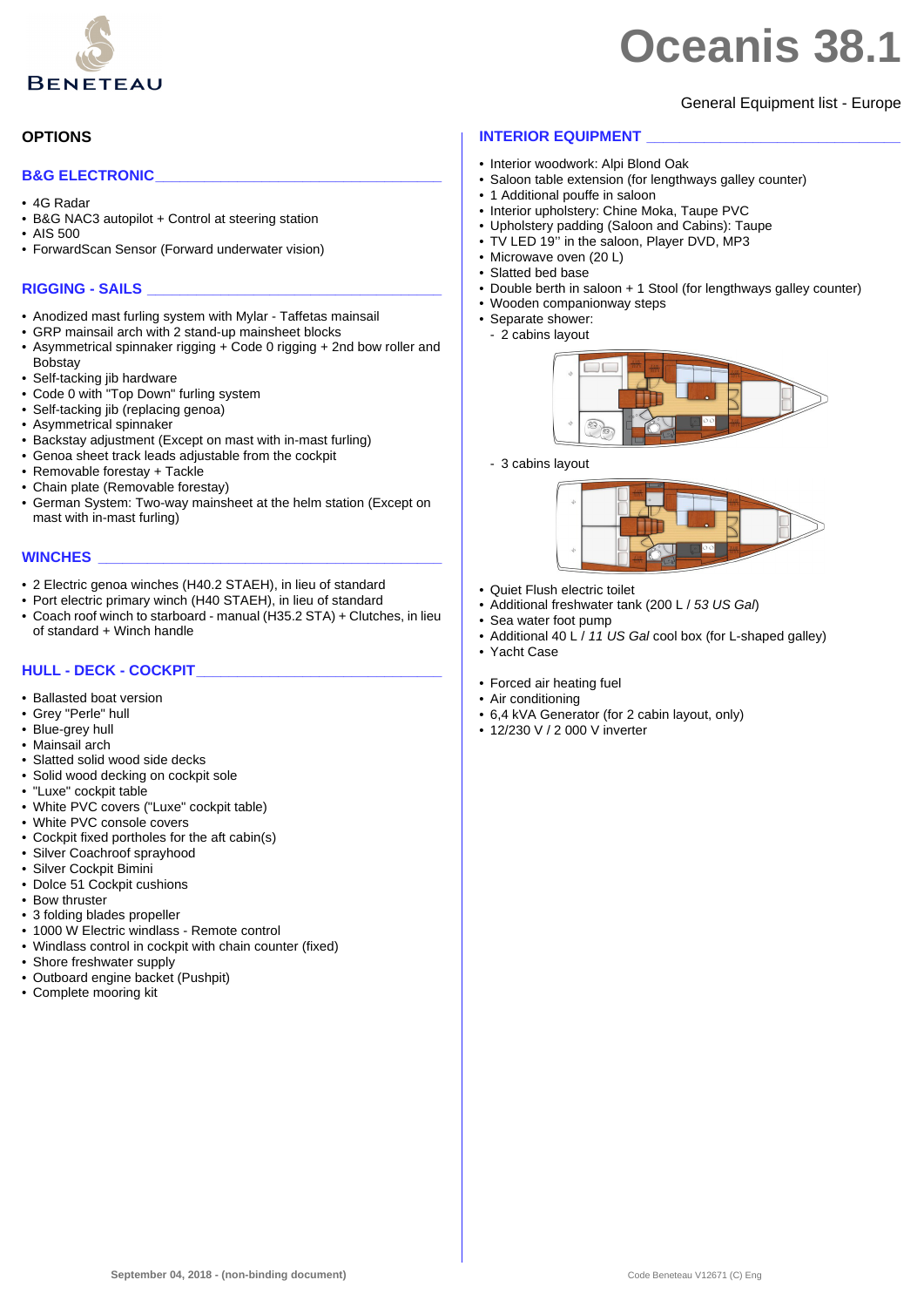# Oceanis 38.1

General Equipment list - Europe

## OPTIONS

### B&G ELECTRONIC

- 4G Radar
- B&G NAC3 autopilot + Control at steering station
- AIS 500
- ForwardScan Sensor (Forward underwater vision)

### RIGGING - SAILS

- Anodized mast furling system with Mylar - Taffetas mainsail
- GRP mainsail arch with 2 stand-up mainsheet blocks
- Asymmetrical spinnaker rigging + Code 0 rigging + 2nd bow roller and Bobstay
- Self-tacking jib hardware
- Code 0 with "Top Down" furling system
- Self-tacking jib (replacing genoa)
- Asymmetrical spinnaker
- Backstay adjustment (Except on mast with in-mast furling)
- Genoa sheet track leads adjustable from the cockpit
- Removable forestay + Tackle
- Chain plate (Removable forestay)
- German System: Two-way mainsheet at the helm station (Except on mast with in-mast furling)

### WINCHES

- 2 Electric genoa winches (H40.2 STAEH), in lieu of standard
- Port electric primary winch (H40 STAEH), in lieu of standard
- Coach roof winch to starboard - manual (H35.2 STA) + Clutches, in lieu of standard + Winch handle

### HULL - DECK - COCKPIT

- Ballasted boat version
- Grey "Perle" hull
- Blue-grey hull
- Mainsail arch
- Slatted solid wood side decks
- Solid wood decking on cockpit sole
- "Luxe" cockpit table
- White PVC covers ("Luxe" cockpit table)
- White PVC console covers
- Cockpit fixed portholes for the aft cabin(s)
- Silver Coachroof sprayhood
- Silver Cockpit Bimini
- Dolce 51 Cockpit cushions
- Bow thruster
- 3 folding blades propeller
- 1000 W Electric windlass - Remote control
- Windlass control in cockpit with chain counter (fixed)
- Shore freshwater supply
- Outboard engine backet (Pushpit)
- Complete mooring kit

### INTERIOR EQUIPMENT

- Interior woodwork: Alpi Blond Oak
- Saloon table extension (for lengthways galley counter)
- 1 Additional pouffe in saloon
- Interior upholstery: Chine Moka, Taupe PVC
- Upholstery padding (Saloon and Cabins): Taupe
- TV LED 19'' in the saloon, Player DVD, MP3
- Microwave oven (20 L)
- Slatted bed base
- Double berth in saloon + 1 Stool (for lengthways galley counter)
- Wooden companionway steps
- Separate shower:
  - 2 cabins layout
  - 3 cabins layout
- Quiet Flush electric toilet
- Additional freshwater tank (200 L / *53 US Gal*)
- Sea water foot pump
- Additional 40 L / *11 US Gal* cool box (for L-shaped galley)
- Yacht Case

- Forced air heating fuel
- Air conditioning
- 6,4 kVA Generator (for 2 cabin layout, only)
- 12/230 V / 2 000 V inverter

September 04, 2018 - (non-binding document)

Code Beneteau V12671 (C) Eng